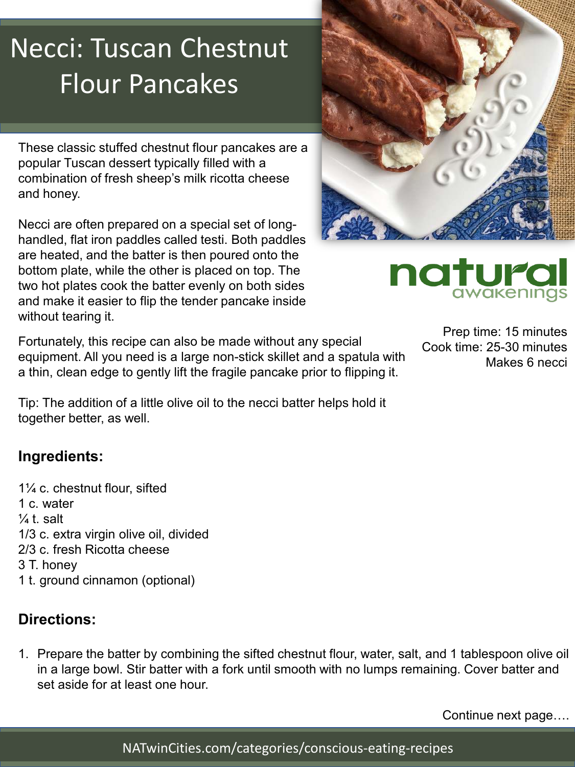# Necci: Tuscan Chestnut Flour Pancakes

These classic stuffed chestnut flour pancakes are a popular Tuscan dessert typically filled with a combination of fresh sheep's milk ricotta cheese and honey.

Necci are often prepared on a special set of long-handled, flat iron paddles called testi. Both paddles are heated, and the batter is then poured onto the bottom plate, while the other is placed on top. The two hot plates cook the batter evenly on both sides and make it easier to flip the tender pancake inside without tearing it.

natural awakenings

Prep time: 15 minutes
Cook time: 25-30 minutes
Makes 6 necci

Fortunately, this recipe can also be made without any special equipment. All you need is a large non-stick skillet and a spatula with a thin, clean edge to gently lift the fragile pancake prior to flipping it.

Tip: The addition of a little olive oil to the necci batter helps hold it together better, as well.

## Ingredients:

1¼ c. chestnut flour, sifted
1 c. water
¼ t. salt
1/3 c. extra virgin olive oil, divided
2/3 c. fresh Ricotta cheese
3 T. honey
1 t. ground cinnamon (optional)

## Directions:

1. Prepare the batter by combining the sifted chestnut flour, water, salt, and 1 tablespoon olive oil in a large bowl. Stir batter with a fork until smooth with no lumps remaining. Cover batter and set aside for at least one hour.

Continue next page….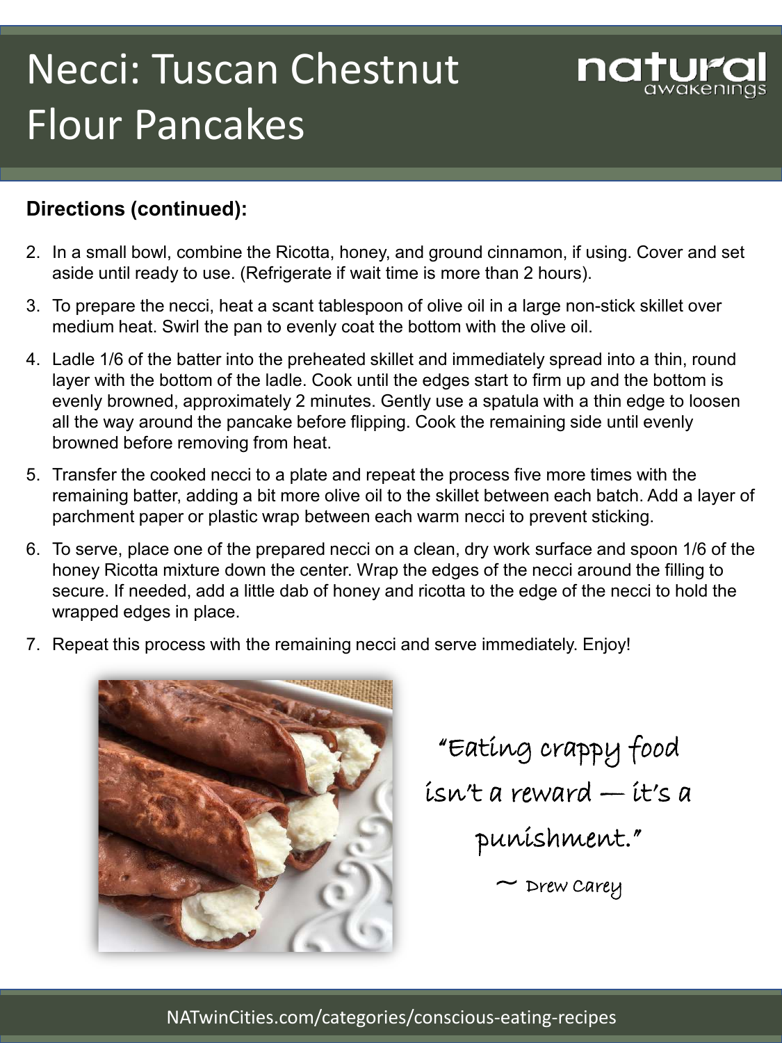# Necci: Tuscan Chestnut Flour Pancakes

**Directions (continued):**

2. In a small bowl, combine the Ricotta, honey, and ground cinnamon, if using. Cover and set aside until ready to use. (Refrigerate if wait time is more than 2 hours).
3. To prepare the necci, heat a scant tablespoon of olive oil in a large non-stick skillet over medium heat. Swirl the pan to evenly coat the bottom with the olive oil.
4. Ladle 1/6 of the batter into the preheated skillet and immediately spread into a thin, round layer with the bottom of the ladle. Cook until the edges start to firm up and the bottom is evenly browned, approximately 2 minutes. Gently use a spatula with a thin edge to loosen all the way around the pancake before flipping. Cook the remaining side until evenly browned before removing from heat.
5. Transfer the cooked necci to a plate and repeat the process five more times with the remaining batter, adding a bit more olive oil to the skillet between each batch. Add a layer of parchment paper or plastic wrap between each warm necci to prevent sticking.
6. To serve, place one of the prepared necci on a clean, dry work surface and spoon 1/6 of the honey Ricotta mixture down the center. Wrap the edges of the necci around the filling to secure. If needed, add a little dab of honey and ricotta to the edge of the necci to hold the wrapped edges in place.
7. Repeat this process with the remaining necci and serve immediately. Enjoy!

"Eating crappy food isn't a reward — it's a punishment."

~ Drew Carey

NATwinCities.com/categories/conscious-eating-recipes